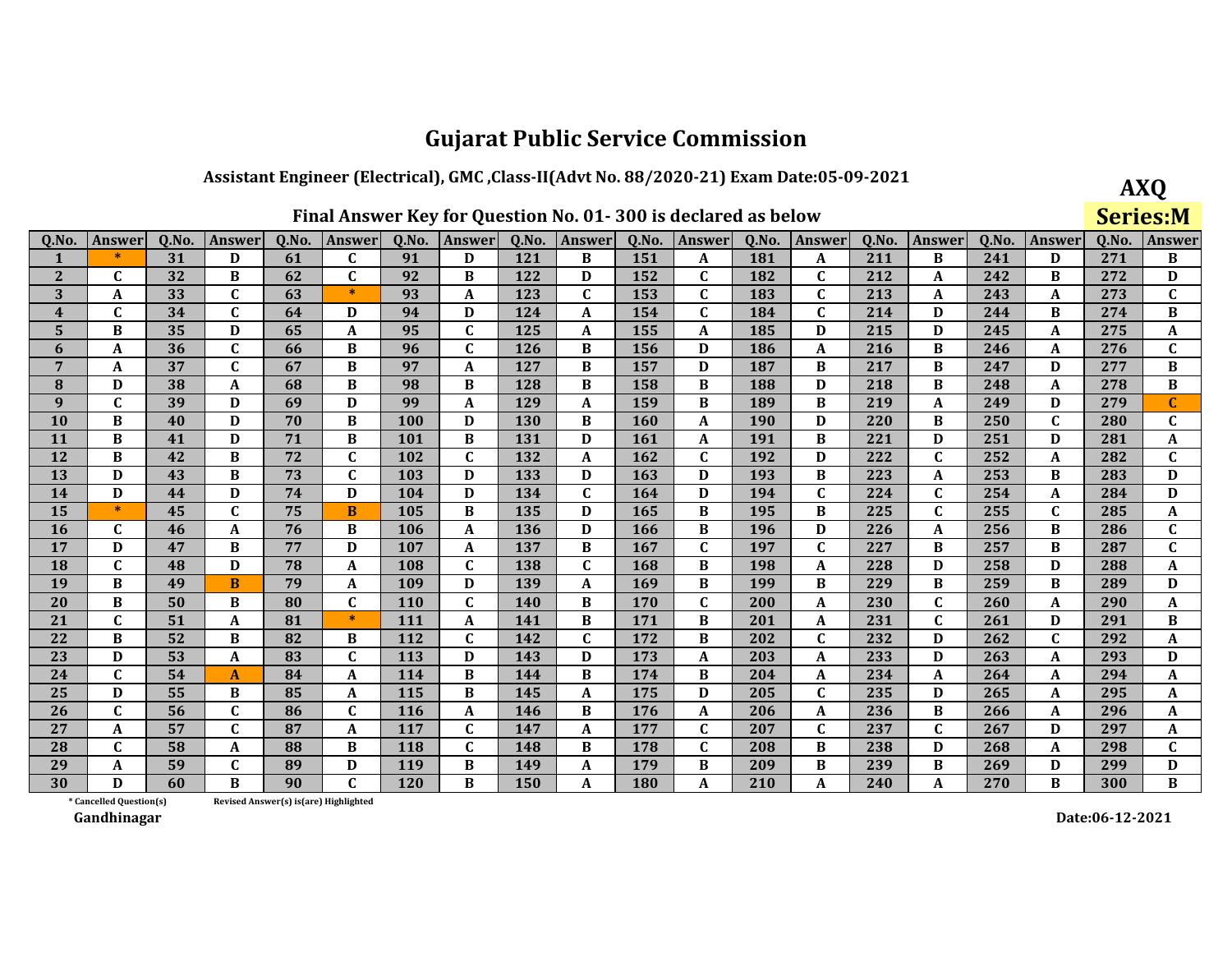# Gujarat Public Service Commission

## Assistant Engineer (Electrical), GMC ,Class-II(Advt No. 88/2020-21) Exam Date:05-09-2021

**AXQ**

**Series:M**

### Final Answer Key for Question No. 01- 300 is declared as below

| Q.No. | Answer | Q.No. | Answer | Q.No. | Answer | Q.No. | Answer | Q.No. | Answer | Q.No. | Answer | Q.No. | Answer | Q.No. | Answer | Q.No. | Answer | Q.No. | Answer |
|---|---|---|---|---|---|---|---|---|---|---|---|---|---|---|---|---|---|---|---|
| 1 | * | 31 | D | 61 | C | 91 | D | 121 | B | 151 | A | 181 | A | 211 | B | 241 | D | 271 | B |
| 2 | C | 32 | B | 62 | C | 92 | B | 122 | D | 152 | C | 182 | C | 212 | A | 242 | B | 272 | D |
| 3 | A | 33 | C | 63 | * | 93 | A | 123 | C | 153 | C | 183 | C | 213 | A | 243 | A | 273 | C |
| 4 | C | 34 | C | 64 | D | 94 | D | 124 | A | 154 | C | 184 | C | 214 | D | 244 | B | 274 | B |
| 5 | B | 35 | D | 65 | A | 95 | C | 125 | A | 155 | A | 185 | D | 215 | D | 245 | A | 275 | A |
| 6 | A | 36 | C | 66 | B | 96 | C | 126 | B | 156 | D | 186 | A | 216 | B | 246 | A | 276 | C |
| 7 | A | 37 | C | 67 | B | 97 | A | 127 | B | 157 | D | 187 | B | 217 | B | 247 | D | 277 | B |
| 8 | D | 38 | A | 68 | B | 98 | B | 128 | B | 158 | B | 188 | D | 218 | B | 248 | A | 278 | B |
| 9 | C | 39 | D | 69 | D | 99 | A | 129 | A | 159 | B | 189 | B | 219 | A | 249 | D | 279 | C |
| 10 | B | 40 | D | 70 | B | 100 | D | 130 | B | 160 | A | 190 | D | 220 | B | 250 | C | 280 | C |
| 11 | B | 41 | D | 71 | B | 101 | B | 131 | D | 161 | A | 191 | B | 221 | D | 251 | D | 281 | A |
| 12 | B | 42 | B | 72 | C | 102 | C | 132 | A | 162 | C | 192 | D | 222 | C | 252 | A | 282 | C |
| 13 | D | 43 | B | 73 | C | 103 | D | 133 | D | 163 | D | 193 | B | 223 | A | 253 | B | 283 | D |
| 14 | D | 44 | D | 74 | D | 104 | D | 134 | C | 164 | D | 194 | C | 224 | C | 254 | A | 284 | D |
| 15 | * | 45 | C | 75 | B | 105 | B | 135 | D | 165 | B | 195 | B | 225 | C | 255 | C | 285 | A |
| 16 | C | 46 | A | 76 | B | 106 | A | 136 | D | 166 | B | 196 | D | 226 | A | 256 | B | 286 | C |
| 17 | D | 47 | B | 77 | D | 107 | A | 137 | B | 167 | C | 197 | C | 227 | B | 257 | B | 287 | C |
| 18 | C | 48 | D | 78 | A | 108 | C | 138 | C | 168 | B | 198 | A | 228 | D | 258 | D | 288 | A |
| 19 | B | 49 | B | 79 | A | 109 | D | 139 | A | 169 | B | 199 | B | 229 | B | 259 | B | 289 | D |
| 20 | B | 50 | B | 80 | C | 110 | C | 140 | B | 170 | C | 200 | A | 230 | C | 260 | A | 290 | A |
| 21 | C | 51 | A | 81 | * | 111 | A | 141 | B | 171 | B | 201 | A | 231 | C | 261 | D | 291 | B |
| 22 | B | 52 | B | 82 | B | 112 | C | 142 | C | 172 | B | 202 | C | 232 | D | 262 | C | 292 | A |
| 23 | D | 53 | A | 83 | C | 113 | D | 143 | D | 173 | A | 203 | A | 233 | D | 263 | A | 293 | D |
| 24 | C | 54 | A | 84 | A | 114 | B | 144 | B | 174 | B | 204 | A | 234 | A | 264 | A | 294 | A |
| 25 | D | 55 | B | 85 | A | 115 | B | 145 | A | 175 | D | 205 | C | 235 | D | 265 | A | 295 | A |
| 26 | C | 56 | C | 86 | C | 116 | A | 146 | B | 176 | A | 206 | A | 236 | B | 266 | A | 296 | A |
| 27 | A | 57 | C | 87 | A | 117 | C | 147 | A | 177 | C | 207 | C | 237 | C | 267 | D | 297 | A |
| 28 | C | 58 | A | 88 | B | 118 | C | 148 | B | 178 | C | 208 | B | 238 | D | 268 | A | 298 | C |
| 29 | A | 59 | C | 89 | D | 119 | B | 149 | A | 179 | B | 209 | B | 239 | B | 269 | D | 299 | D |
| 30 | D | 60 | B | 90 | C | 120 | B | 150 | A | 180 | A | 210 | A | 240 | A | 270 | B | 300 | B |

\* Cancelled Question(s)     Revised Answer(s) is(are) Highlighted

Gandhinagar

Date:06-12-2021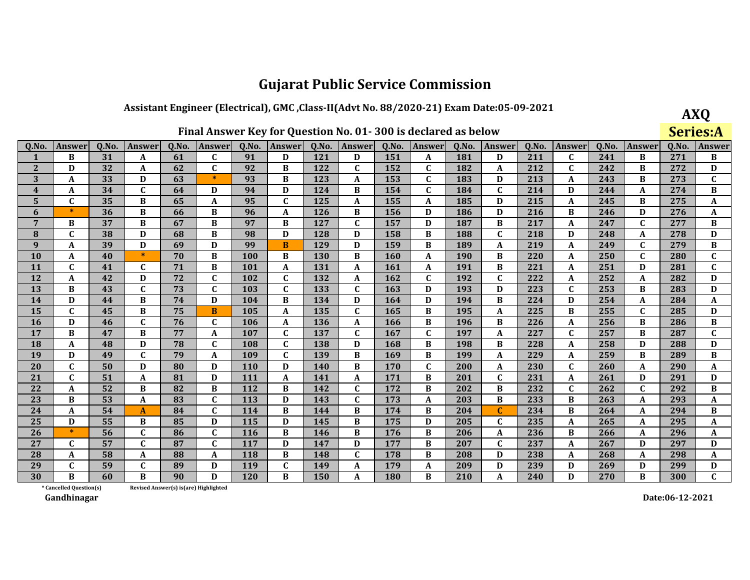# Gujarat Public Service Commission

## Assistant Engineer (Electrical), GMC ,Class-II(Advt No. 88/2020-21) Exam Date:05-09-2021

**AXQ**

**Series:A**

### Final Answer Key for Question No. 01- 300 is declared as below

| Q.No. | Answer | Q.No. | Answer | Q.No. | Answer | Q.No. | Answer | Q.No. | Answer | Q.No. | Answer | Q.No. | Answer | Q.No. | Answer | Q.No. | Answer | Q.No. | Answer |
|---|---|---|---|---|---|---|---|---|---|---|---|---|---|---|---|---|---|---|---|
| 1 | B | 31 | A | 61 | C | 91 | D | 121 | D | 151 | A | 181 | D | 211 | C | 241 | B | 271 | B |
| 2 | D | 32 | A | 62 | C | 92 | B | 122 | C | 152 | C | 182 | A | 212 | C | 242 | B | 272 | D |
| 3 | A | 33 | D | 63 | * | 93 | B | 123 | A | 153 | C | 183 | D | 213 | A | 243 | B | 273 | C |
| 4 | A | 34 | C | 64 | D | 94 | D | 124 | B | 154 | C | 184 | C | 214 | D | 244 | A | 274 | B |
| 5 | C | 35 | B | 65 | A | 95 | C | 125 | A | 155 | A | 185 | D | 215 | A | 245 | B | 275 | A |
| 6 | * | 36 | B | 66 | B | 96 | A | 126 | B | 156 | D | 186 | D | 216 | B | 246 | D | 276 | A |
| 7 | B | 37 | B | 67 | B | 97 | B | 127 | C | 157 | D | 187 | B | 217 | A | 247 | C | 277 | B |
| 8 | C | 38 | D | 68 | B | 98 | D | 128 | D | 158 | B | 188 | C | 218 | D | 248 | A | 278 | D |
| 9 | A | 39 | D | 69 | D | 99 | B | 129 | D | 159 | B | 189 | A | 219 | A | 249 | C | 279 | B |
| 10 | A | 40 | * | 70 | B | 100 | B | 130 | B | 160 | A | 190 | B | 220 | A | 250 | C | 280 | C |
| 11 | C | 41 | C | 71 | B | 101 | A | 131 | A | 161 | A | 191 | B | 221 | A | 251 | D | 281 | C |
| 12 | A | 42 | D | 72 | C | 102 | C | 132 | A | 162 | C | 192 | C | 222 | A | 252 | A | 282 | D |
| 13 | B | 43 | C | 73 | C | 103 | C | 133 | C | 163 | D | 193 | D | 223 | C | 253 | B | 283 | D |
| 14 | D | 44 | B | 74 | D | 104 | B | 134 | D | 164 | D | 194 | B | 224 | D | 254 | A | 284 | A |
| 15 | C | 45 | B | 75 | B | 105 | A | 135 | C | 165 | B | 195 | A | 225 | B | 255 | C | 285 | D |
| 16 | D | 46 | C | 76 | C | 106 | A | 136 | A | 166 | B | 196 | B | 226 | A | 256 | B | 286 | B |
| 17 | B | 47 | B | 77 | A | 107 | C | 137 | C | 167 | C | 197 | A | 227 | C | 257 | B | 287 | C |
| 18 | A | 48 | D | 78 | C | 108 | C | 138 | D | 168 | B | 198 | B | 228 | A | 258 | D | 288 | D |
| 19 | D | 49 | C | 79 | A | 109 | C | 139 | B | 169 | B | 199 | A | 229 | A | 259 | B | 289 | B |
| 20 | C | 50 | D | 80 | D | 110 | D | 140 | B | 170 | C | 200 | A | 230 | C | 260 | A | 290 | A |
| 21 | C | 51 | A | 81 | D | 111 | A | 141 | A | 171 | B | 201 | C | 231 | A | 261 | D | 291 | D |
| 22 | A | 52 | B | 82 | B | 112 | B | 142 | C | 172 | B | 202 | B | 232 | C | 262 | C | 292 | B |
| 23 | B | 53 | A | 83 | C | 113 | D | 143 | C | 173 | A | 203 | B | 233 | B | 263 | A | 293 | A |
| 24 | A | 54 | A | 84 | C | 114 | B | 144 | B | 174 | B | 204 | C | 234 | B | 264 | A | 294 | B |
| 25 | D | 55 | B | 85 | D | 115 | D | 145 | B | 175 | D | 205 | C | 235 | A | 265 | A | 295 | A |
| 26 | * | 56 | C | 86 | C | 116 | B | 146 | B | 176 | B | 206 | A | 236 | B | 266 | A | 296 | A |
| 27 | C | 57 | C | 87 | C | 117 | D | 147 | D | 177 | B | 207 | C | 237 | A | 267 | D | 297 | D |
| 28 | A | 58 | A | 88 | A | 118 | B | 148 | C | 178 | B | 208 | D | 238 | A | 268 | A | 298 | A |
| 29 | C | 59 | C | 89 | D | 119 | C | 149 | A | 179 | A | 209 | D | 239 | D | 269 | D | 299 | D |
| 30 | B | 60 | B | 90 | D | 120 | B | 150 | A | 180 | B | 210 | A | 240 | D | 270 | B | 300 | C |

* Cancelled Question(s)    Revised Answer(s) is(are) Highlighted

Gandhinagar

Date:06-12-2021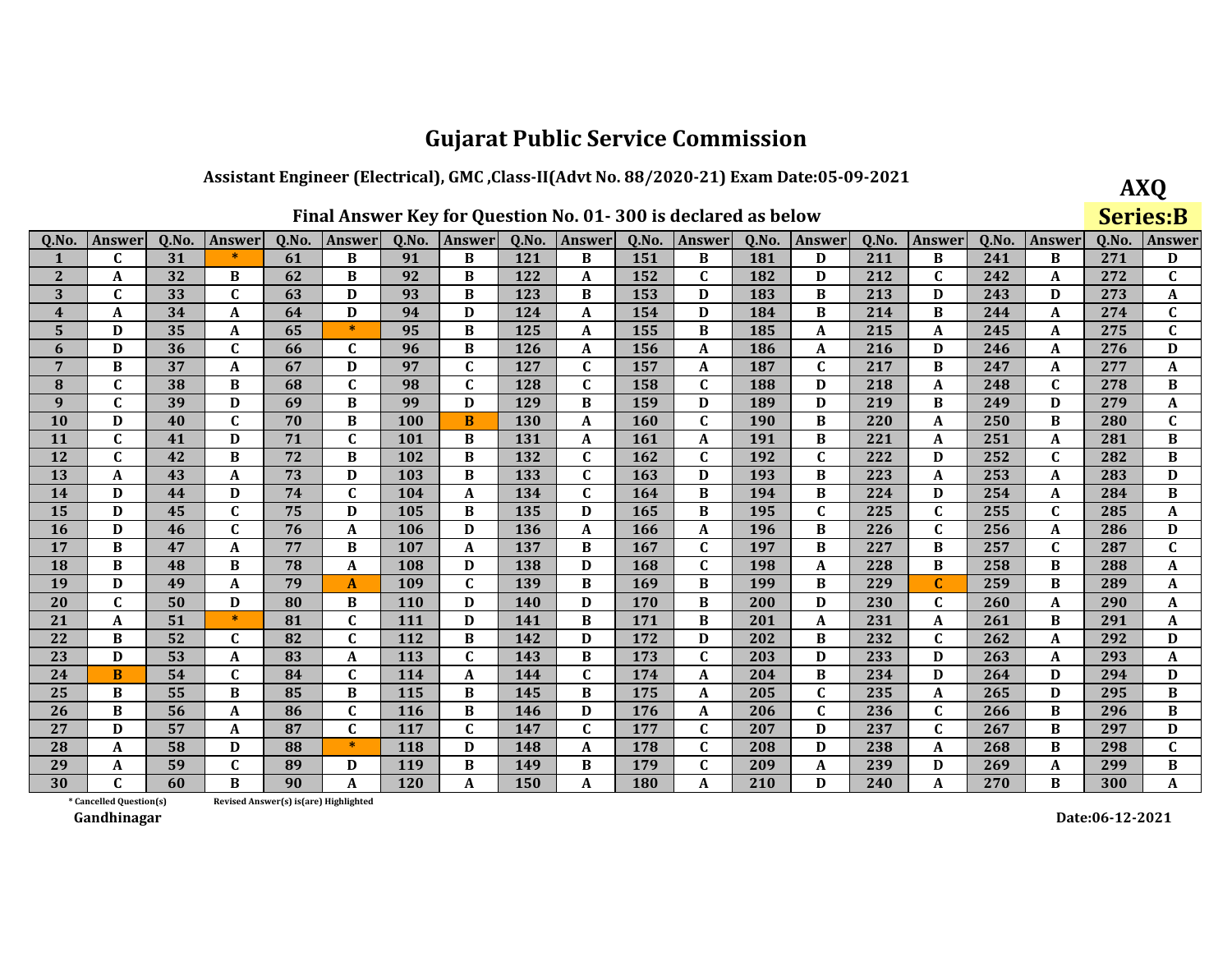# Gujarat Public Service Commission

## Assistant Engineer (Electrical), GMC ,Class-II(Advt No. 88/2020-21) Exam Date:05-09-2021

**AXQ**

**Series:B**

### Final Answer Key for Question No. 01- 300 is declared as below

| Q.No. | Answer | Q.No. | Answer | Q.No. | Answer | Q.No. | Answer | Q.No. | Answer | Q.No. | Answer | Q.No. | Answer | Q.No. | Answer | Q.No. | Answer | Q.No. | Answer |
|---|---|---|---|---|---|---|---|---|---|---|---|---|---|---|---|---|---|---|---|
| 1 | C | 31 | * | 61 | B | 91 | B | 121 | B | 151 | B | 181 | D | 211 | B | 241 | B | 271 | D |
| 2 | A | 32 | B | 62 | B | 92 | B | 122 | A | 152 | C | 182 | D | 212 | C | 242 | A | 272 | C |
| 3 | C | 33 | C | 63 | D | 93 | B | 123 | B | 153 | D | 183 | B | 213 | D | 243 | D | 273 | A |
| 4 | A | 34 | A | 64 | D | 94 | D | 124 | A | 154 | D | 184 | B | 214 | B | 244 | A | 274 | C |
| 5 | D | 35 | A | 65 | * | 95 | B | 125 | A | 155 | B | 185 | A | 215 | A | 245 | A | 275 | C |
| 6 | D | 36 | C | 66 | C | 96 | B | 126 | A | 156 | A | 186 | A | 216 | D | 246 | A | 276 | D |
| 7 | B | 37 | A | 67 | D | 97 | C | 127 | C | 157 | A | 187 | C | 217 | B | 247 | A | 277 | A |
| 8 | C | 38 | B | 68 | C | 98 | C | 128 | C | 158 | C | 188 | D | 218 | A | 248 | C | 278 | B |
| 9 | C | 39 | D | 69 | B | 99 | D | 129 | B | 159 | D | 189 | D | 219 | B | 249 | D | 279 | A |
| 10 | D | 40 | C | 70 | B | 100 | B | 130 | A | 160 | C | 190 | B | 220 | A | 250 | B | 280 | C |
| 11 | C | 41 | D | 71 | C | 101 | B | 131 | A | 161 | A | 191 | B | 221 | A | 251 | A | 281 | B |
| 12 | C | 42 | B | 72 | B | 102 | B | 132 | C | 162 | C | 192 | C | 222 | D | 252 | C | 282 | B |
| 13 | A | 43 | A | 73 | D | 103 | B | 133 | C | 163 | D | 193 | B | 223 | A | 253 | A | 283 | D |
| 14 | D | 44 | D | 74 | C | 104 | A | 134 | C | 164 | B | 194 | B | 224 | D | 254 | A | 284 | B |
| 15 | D | 45 | C | 75 | D | 105 | B | 135 | D | 165 | B | 195 | C | 225 | C | 255 | C | 285 | A |
| 16 | D | 46 | C | 76 | A | 106 | D | 136 | A | 166 | A | 196 | B | 226 | C | 256 | A | 286 | D |
| 17 | B | 47 | A | 77 | B | 107 | A | 137 | B | 167 | C | 197 | B | 227 | B | 257 | C | 287 | C |
| 18 | B | 48 | B | 78 | A | 108 | D | 138 | D | 168 | C | 198 | A | 228 | B | 258 | B | 288 | A |
| 19 | D | 49 | A | 79 | A | 109 | C | 139 | B | 169 | B | 199 | B | 229 | C | 259 | B | 289 | A |
| 20 | C | 50 | D | 80 | B | 110 | D | 140 | D | 170 | B | 200 | D | 230 | C | 260 | A | 290 | A |
| 21 | A | 51 | * | 81 | C | 111 | D | 141 | B | 171 | B | 201 | A | 231 | A | 261 | B | 291 | A |
| 22 | B | 52 | C | 82 | C | 112 | B | 142 | D | 172 | D | 202 | B | 232 | C | 262 | A | 292 | D |
| 23 | D | 53 | A | 83 | A | 113 | C | 143 | B | 173 | C | 203 | D | 233 | D | 263 | A | 293 | A |
| 24 | B | 54 | C | 84 | C | 114 | A | 144 | C | 174 | A | 204 | B | 234 | D | 264 | D | 294 | D |
| 25 | B | 55 | B | 85 | B | 115 | B | 145 | B | 175 | A | 205 | C | 235 | A | 265 | D | 295 | B |
| 26 | B | 56 | A | 86 | C | 116 | B | 146 | D | 176 | A | 206 | C | 236 | C | 266 | B | 296 | B |
| 27 | D | 57 | A | 87 | C | 117 | C | 147 | C | 177 | C | 207 | D | 237 | C | 267 | B | 297 | D |
| 28 | A | 58 | D | 88 | * | 118 | D | 148 | A | 178 | C | 208 | D | 238 | A | 268 | B | 298 | C |
| 29 | A | 59 | C | 89 | D | 119 | B | 149 | B | 179 | C | 209 | A | 239 | D | 269 | A | 299 | B |
| 30 | C | 60 | B | 90 | A | 120 | A | 150 | A | 180 | A | 210 | D | 240 | A | 270 | B | 300 | A |

\* Cancelled Question(s)    Revised Answer(s) is(are) Highlighted

Gandhinagar

Date:06-12-2021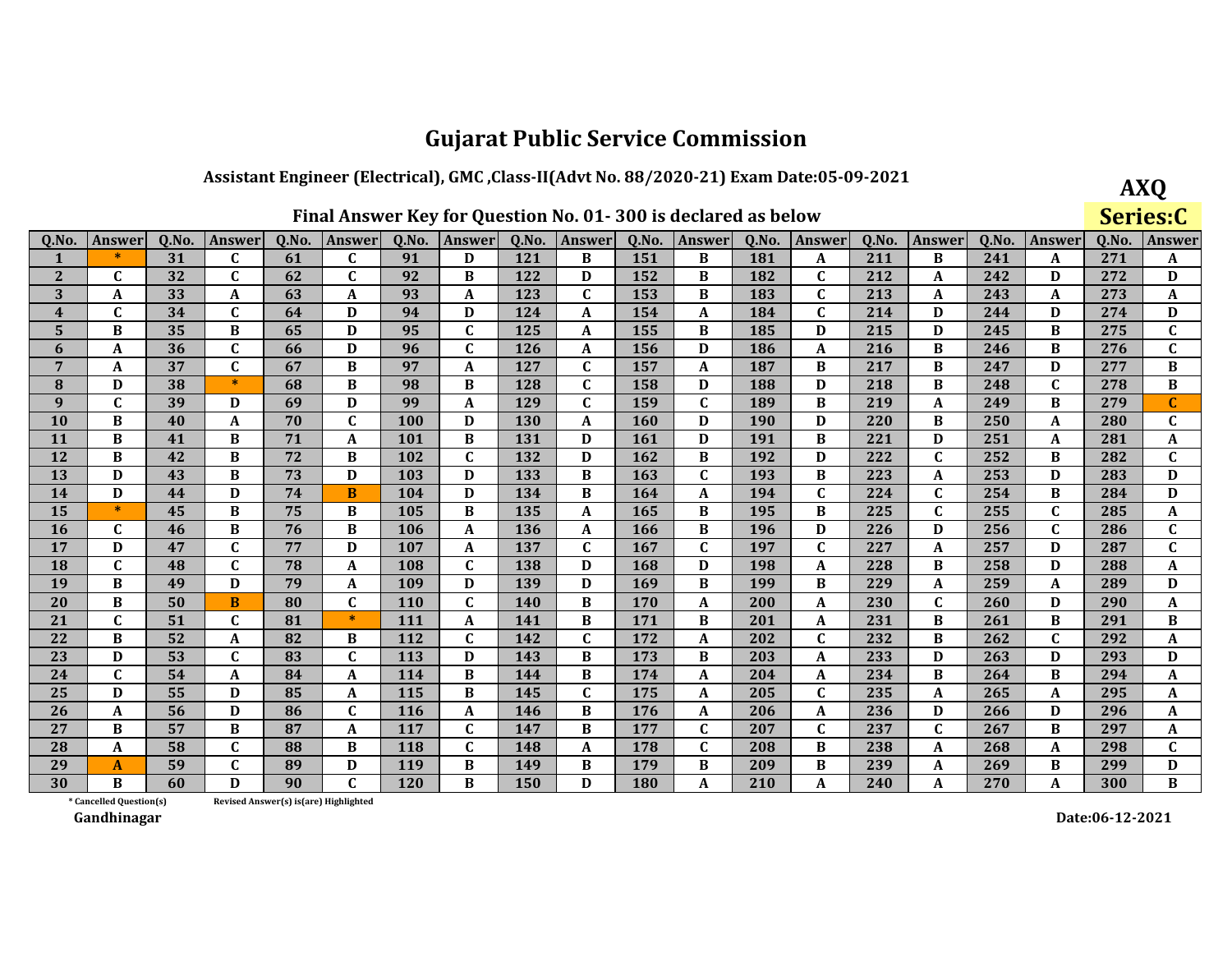# Gujarat Public Service Commission

## Assistant Engineer (Electrical), GMC ,Class-II(Advt No. 88/2020-21) Exam Date:05-09-2021

**AXQ**

**Series:C**

### Final Answer Key for Question No. 01- 300 is declared as below

| Q.No. | Answer | Q.No. | Answer | Q.No. | Answer | Q.No. | Answer | Q.No. | Answer | Q.No. | Answer | Q.No. | Answer | Q.No. | Answer | Q.No. | Answer | Q.No. | Answer |
|---|---|---|---|---|---|---|---|---|---|---|---|---|---|---|---|---|---|---|---|
| 1 | * | 31 | C | 61 | C | 91 | D | 121 | B | 151 | B | 181 | A | 211 | B | 241 | A | 271 | A |
| 2 | C | 32 | C | 62 | C | 92 | B | 122 | D | 152 | B | 182 | C | 212 | A | 242 | D | 272 | D |
| 3 | A | 33 | A | 63 | A | 93 | A | 123 | C | 153 | B | 183 | C | 213 | A | 243 | A | 273 | A |
| 4 | C | 34 | C | 64 | D | 94 | D | 124 | A | 154 | A | 184 | C | 214 | D | 244 | D | 274 | D |
| 5 | B | 35 | B | 65 | D | 95 | C | 125 | A | 155 | B | 185 | D | 215 | D | 245 | B | 275 | C |
| 6 | A | 36 | C | 66 | D | 96 | C | 126 | A | 156 | D | 186 | A | 216 | B | 246 | B | 276 | C |
| 7 | A | 37 | C | 67 | B | 97 | A | 127 | C | 157 | A | 187 | B | 217 | B | 247 | D | 277 | B |
| 8 | D | 38 | * | 68 | B | 98 | B | 128 | C | 158 | D | 188 | D | 218 | B | 248 | C | 278 | B |
| 9 | C | 39 | D | 69 | D | 99 | A | 129 | C | 159 | C | 189 | B | 219 | A | 249 | B | 279 | C |
| 10 | B | 40 | A | 70 | C | 100 | D | 130 | A | 160 | D | 190 | D | 220 | B | 250 | A | 280 | C |
| 11 | B | 41 | B | 71 | A | 101 | B | 131 | D | 161 | D | 191 | B | 221 | D | 251 | A | 281 | A |
| 12 | B | 42 | B | 72 | B | 102 | C | 132 | D | 162 | B | 192 | D | 222 | C | 252 | B | 282 | C |
| 13 | D | 43 | B | 73 | D | 103 | D | 133 | B | 163 | C | 193 | B | 223 | A | 253 | D | 283 | D |
| 14 | D | 44 | D | 74 | B | 104 | D | 134 | B | 164 | A | 194 | C | 224 | C | 254 | B | 284 | D |
| 15 | * | 45 | B | 75 | B | 105 | B | 135 | A | 165 | B | 195 | B | 225 | C | 255 | C | 285 | A |
| 16 | C | 46 | B | 76 | B | 106 | A | 136 | A | 166 | B | 196 | D | 226 | D | 256 | C | 286 | C |
| 17 | D | 47 | C | 77 | D | 107 | A | 137 | C | 167 | C | 197 | C | 227 | A | 257 | D | 287 | C |
| 18 | C | 48 | C | 78 | A | 108 | C | 138 | D | 168 | D | 198 | A | 228 | B | 258 | D | 288 | A |
| 19 | B | 49 | D | 79 | A | 109 | D | 139 | D | 169 | B | 199 | B | 229 | A | 259 | A | 289 | D |
| 20 | B | 50 | B | 80 | C | 110 | C | 140 | B | 170 | A | 200 | A | 230 | C | 260 | D | 290 | A |
| 21 | C | 51 | C | 81 | * | 111 | A | 141 | B | 171 | B | 201 | A | 231 | B | 261 | B | 291 | B |
| 22 | B | 52 | A | 82 | B | 112 | C | 142 | C | 172 | A | 202 | C | 232 | B | 262 | C | 292 | A |
| 23 | D | 53 | C | 83 | C | 113 | D | 143 | B | 173 | B | 203 | A | 233 | D | 263 | D | 293 | D |
| 24 | C | 54 | A | 84 | A | 114 | B | 144 | B | 174 | A | 204 | A | 234 | B | 264 | B | 294 | A |
| 25 | D | 55 | D | 85 | A | 115 | B | 145 | C | 175 | A | 205 | C | 235 | A | 265 | A | 295 | A |
| 26 | A | 56 | D | 86 | C | 116 | A | 146 | B | 176 | A | 206 | A | 236 | D | 266 | D | 296 | A |
| 27 | B | 57 | B | 87 | A | 117 | C | 147 | B | 177 | C | 207 | C | 237 | C | 267 | B | 297 | A |
| 28 | A | 58 | C | 88 | B | 118 | C | 148 | A | 178 | C | 208 | B | 238 | A | 268 | A | 298 | C |
| 29 | A | 59 | C | 89 | D | 119 | B | 149 | B | 179 | B | 209 | B | 239 | A | 269 | B | 299 | D |
| 30 | B | 60 | D | 90 | C | 120 | B | 150 | D | 180 | A | 210 | A | 240 | A | 270 | A | 300 | B |

\* Cancelled Question(s)    Revised Answer(s) is(are) Highlighted

Gandhinagar

Date:06-12-2021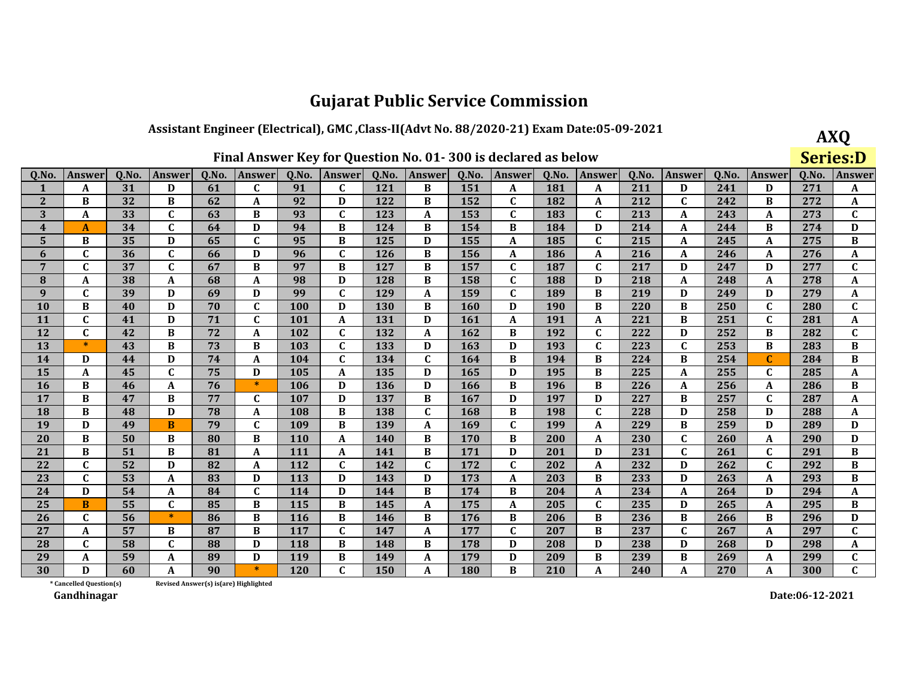# Gujarat Public Service Commission

## Assistant Engineer (Electrical), GMC ,Class-II(Advt No. 88/2020-21) Exam Date:05-09-2021

**AXQ**

**Series:D**

### Final Answer Key for Question No. 01- 300 is declared as below

| Q.No. | Answer | Q.No. | Answer | Q.No. | Answer | Q.No. | Answer | Q.No. | Answer | Q.No. | Answer | Q.No. | Answer | Q.No. | Answer | Q.No. | Answer | Q.No. | Answer |
|---|---|---|---|---|---|---|---|---|---|---|---|---|---|---|---|---|---|---|---|
| 1 | A | 31 | D | 61 | C | 91 | C | 121 | B | 151 | A | 181 | A | 211 | D | 241 | D | 271 | A |
| 2 | B | 32 | B | 62 | A | 92 | D | 122 | B | 152 | C | 182 | A | 212 | C | 242 | B | 272 | A |
| 3 | A | 33 | C | 63 | B | 93 | C | 123 | A | 153 | C | 183 | C | 213 | A | 243 | A | 273 | C |
| 4 | A | 34 | C | 64 | D | 94 | B | 124 | B | 154 | B | 184 | D | 214 | A | 244 | B | 274 | D |
| 5 | B | 35 | D | 65 | C | 95 | B | 125 | D | 155 | A | 185 | C | 215 | A | 245 | A | 275 | B |
| 6 | C | 36 | C | 66 | D | 96 | C | 126 | B | 156 | A | 186 | A | 216 | A | 246 | A | 276 | A |
| 7 | C | 37 | C | 67 | B | 97 | B | 127 | B | 157 | C | 187 | C | 217 | D | 247 | D | 277 | C |
| 8 | A | 38 | A | 68 | A | 98 | D | 128 | B | 158 | C | 188 | D | 218 | A | 248 | A | 278 | A |
| 9 | C | 39 | D | 69 | D | 99 | C | 129 | A | 159 | C | 189 | B | 219 | D | 249 | D | 279 | A |
| 10 | B | 40 | D | 70 | C | 100 | D | 130 | B | 160 | D | 190 | B | 220 | B | 250 | C | 280 | C |
| 11 | C | 41 | D | 71 | C | 101 | A | 131 | D | 161 | A | 191 | A | 221 | B | 251 | C | 281 | A |
| 12 | C | 42 | B | 72 | A | 102 | C | 132 | A | 162 | B | 192 | C | 222 | D | 252 | B | 282 | C |
| 13 | * | 43 | B | 73 | B | 103 | C | 133 | D | 163 | D | 193 | C | 223 | C | 253 | B | 283 | B |
| 14 | D | 44 | D | 74 | A | 104 | C | 134 | C | 164 | B | 194 | B | 224 | B | 254 | C | 284 | B |
| 15 | A | 45 | C | 75 | D | 105 | A | 135 | D | 165 | D | 195 | B | 225 | A | 255 | C | 285 | A |
| 16 | B | 46 | A | 76 | * | 106 | D | 136 | D | 166 | B | 196 | B | 226 | A | 256 | A | 286 | B |
| 17 | B | 47 | B | 77 | C | 107 | D | 137 | B | 167 | D | 197 | D | 227 | B | 257 | C | 287 | A |
| 18 | B | 48 | D | 78 | A | 108 | B | 138 | C | 168 | B | 198 | C | 228 | D | 258 | D | 288 | A |
| 19 | D | 49 | B | 79 | C | 109 | B | 139 | A | 169 | C | 199 | A | 229 | B | 259 | D | 289 | D |
| 20 | B | 50 | B | 80 | B | 110 | A | 140 | B | 170 | B | 200 | A | 230 | C | 260 | A | 290 | D |
| 21 | B | 51 | B | 81 | A | 111 | A | 141 | B | 171 | D | 201 | D | 231 | C | 261 | C | 291 | B |
| 22 | C | 52 | D | 82 | A | 112 | C | 142 | C | 172 | C | 202 | A | 232 | D | 262 | C | 292 | B |
| 23 | C | 53 | A | 83 | D | 113 | D | 143 | D | 173 | A | 203 | B | 233 | D | 263 | A | 293 | B |
| 24 | D | 54 | A | 84 | C | 114 | D | 144 | B | 174 | B | 204 | A | 234 | A | 264 | D | 294 | A |
| 25 | B | 55 | C | 85 | B | 115 | B | 145 | A | 175 | A | 205 | C | 235 | D | 265 | A | 295 | B |
| 26 | C | 56 | * | 86 | B | 116 | B | 146 | B | 176 | B | 206 | B | 236 | B | 266 | B | 296 | D |
| 27 | A | 57 | B | 87 | B | 117 | C | 147 | A | 177 | C | 207 | B | 237 | C | 267 | A | 297 | C |
| 28 | C | 58 | C | 88 | D | 118 | B | 148 | B | 178 | D | 208 | D | 238 | D | 268 | D | 298 | A |
| 29 | A | 59 | A | 89 | D | 119 | B | 149 | A | 179 | D | 209 | B | 239 | B | 269 | A | 299 | C |
| 30 | D | 60 | A | 90 | * | 120 | C | 150 | A | 180 | B | 210 | A | 240 | A | 270 | A | 300 | C |

\* Cancelled Question(s)

Revised Answer(s) is(are) Highlighted

Gandhinagar

Date:06-12-2021